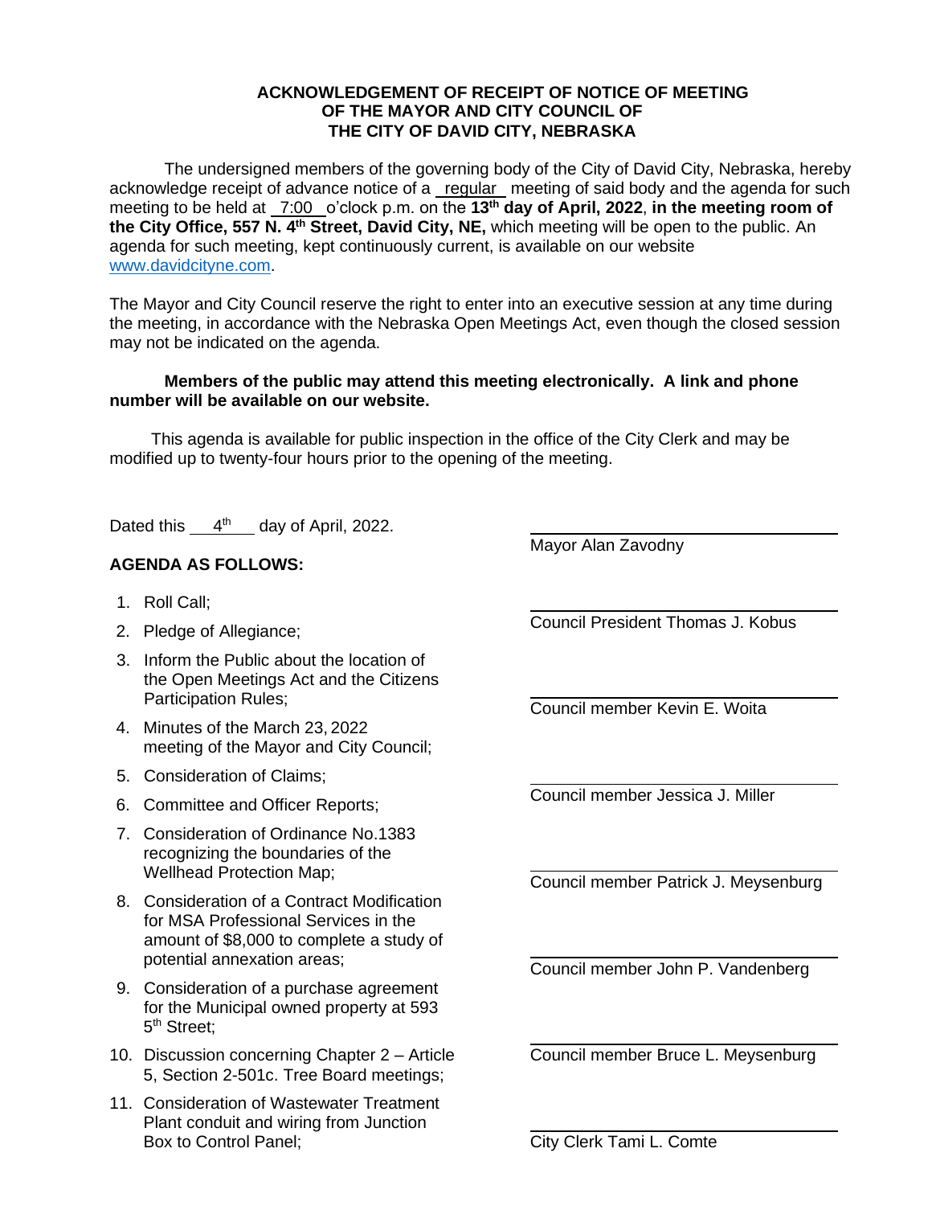**ACKNOWLEDGEMENT OF RECEIPT OF NOTICE OF MEETING OF THE MAYOR AND CITY COUNCIL OF THE CITY OF DAVID CITY, NEBRASKA**

The undersigned members of the governing body of the City of David City, Nebraska, hereby acknowledge receipt of advance notice of a regular meeting of said body and the agenda for such meeting to be held at 7:00 o'clock p.m. on the **13th day of April, 2022**, **in the meeting room of the City Office, 557 N. 4th Street, David City, NE,** which meeting will be open to the public. An agenda for such meeting, kept continuously current, is available on our website www.davidcityne.com.

The Mayor and City Council reserve the right to enter into an executive session at any time during the meeting, in accordance with the Nebraska Open Meetings Act, even though the closed session may not be indicated on the agenda.

**Members of the public may attend this meeting electronically. A link and phone number will be available on our website.**

This agenda is available for public inspection in the office of the City Clerk and may be modified up to twenty-four hours prior to the opening of the meeting.

Dated this 4th day of April, 2022.

**AGENDA AS FOLLOWS:**

1. Roll Call;
2. Pledge of Allegiance;
3. Inform the Public about the location of the Open Meetings Act and the Citizens Participation Rules;
4. Minutes of the March 23, 2022 meeting of the Mayor and City Council;
5. Consideration of Claims;
6. Committee and Officer Reports;
7. Consideration of Ordinance No.1383 recognizing the boundaries of the Wellhead Protection Map;
8. Consideration of a Contract Modification for MSA Professional Services in the amount of $8,000 to complete a study of potential annexation areas;
9. Consideration of a purchase agreement for the Municipal owned property at 593 5th Street;
10. Discussion concerning Chapter 2 – Article 5, Section 2-501c. Tree Board meetings;
11. Consideration of Wastewater Treatment Plant conduit and wiring from Junction Box to Control Panel;

\_\_\_\_\_\_\_\_\_\_\_\_\_\_\_\_\_\_\_\_\_\_\_\_\_\_\_\_
Mayor Alan Zavodny

\_\_\_\_\_\_\_\_\_\_\_\_\_\_\_\_\_\_\_\_\_\_\_\_\_\_\_\_
Council President Thomas J. Kobus

\_\_\_\_\_\_\_\_\_\_\_\_\_\_\_\_\_\_\_\_\_\_\_\_\_\_\_\_
Council member Kevin E. Woita

\_\_\_\_\_\_\_\_\_\_\_\_\_\_\_\_\_\_\_\_\_\_\_\_\_\_\_\_
Council member Jessica J. Miller

\_\_\_\_\_\_\_\_\_\_\_\_\_\_\_\_\_\_\_\_\_\_\_\_\_\_\_\_
Council member Patrick J. Meysenburg

\_\_\_\_\_\_\_\_\_\_\_\_\_\_\_\_\_\_\_\_\_\_\_\_\_\_\_\_
Council member John P. Vandenberg

\_\_\_\_\_\_\_\_\_\_\_\_\_\_\_\_\_\_\_\_\_\_\_\_\_\_\_\_
Council member Bruce L. Meysenburg

\_\_\_\_\_\_\_\_\_\_\_\_\_\_\_\_\_\_\_\_\_\_\_\_\_\_\_\_
City Clerk Tami L. Comte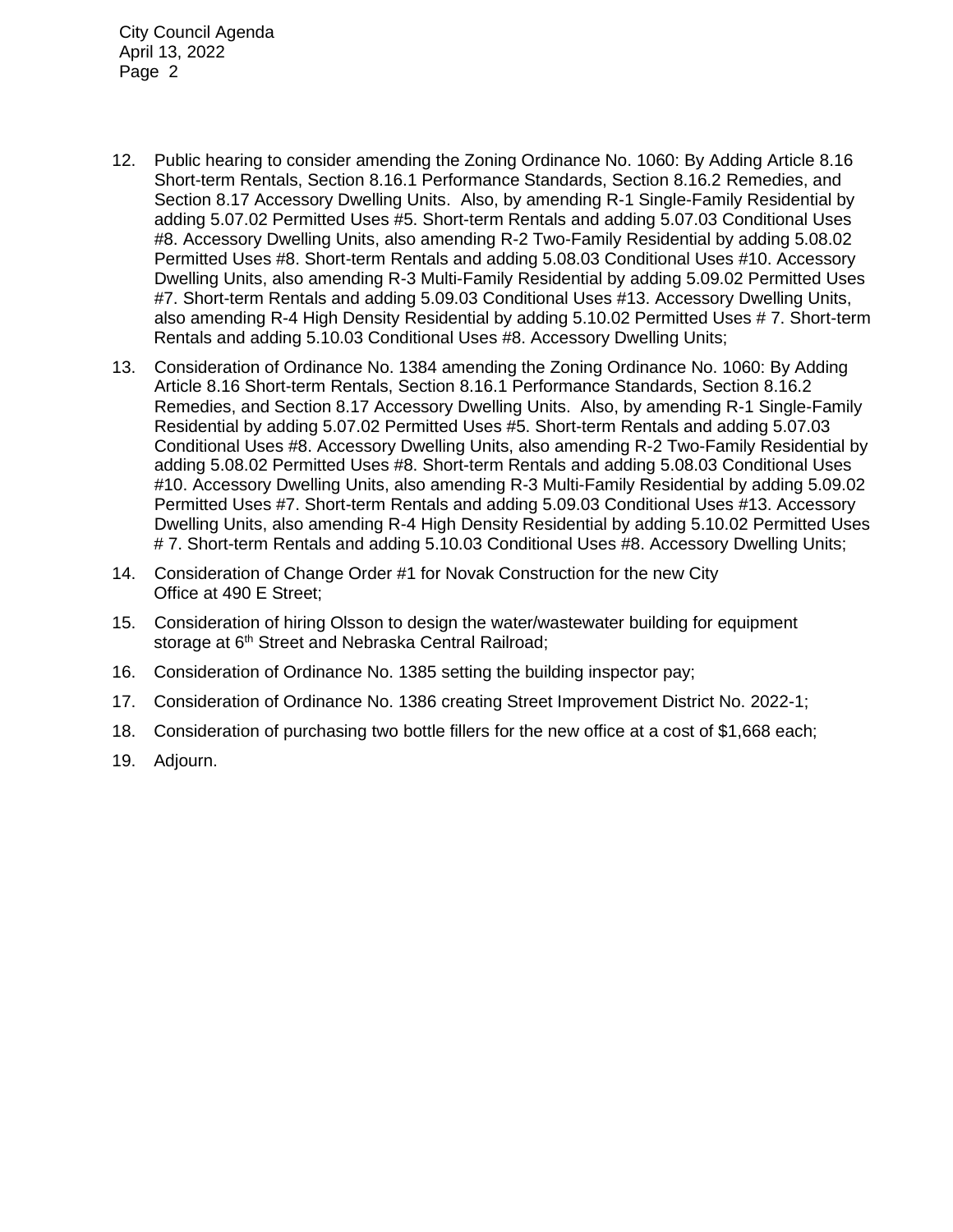12. Public hearing to consider amending the Zoning Ordinance No. 1060: By Adding Article 8.16 Short-term Rentals, Section 8.16.1 Performance Standards, Section 8.16.2 Remedies, and Section 8.17 Accessory Dwelling Units. Also, by amending R-1 Single-Family Residential by adding 5.07.02 Permitted Uses #5. Short-term Rentals and adding 5.07.03 Conditional Uses #8. Accessory Dwelling Units, also amending R-2 Two-Family Residential by adding 5.08.02 Permitted Uses #8. Short-term Rentals and adding 5.08.03 Conditional Uses #10. Accessory Dwelling Units, also amending R-3 Multi-Family Residential by adding 5.09.02 Permitted Uses #7. Short-term Rentals and adding 5.09.03 Conditional Uses #13. Accessory Dwelling Units, also amending R-4 High Density Residential by adding 5.10.02 Permitted Uses # 7. Short-term Rentals and adding 5.10.03 Conditional Uses #8. Accessory Dwelling Units;
13. Consideration of Ordinance No. 1384 amending the Zoning Ordinance No. 1060: By Adding Article 8.16 Short-term Rentals, Section 8.16.1 Performance Standards, Section 8.16.2 Remedies, and Section 8.17 Accessory Dwelling Units. Also, by amending R-1 Single-Family Residential by adding 5.07.02 Permitted Uses #5. Short-term Rentals and adding 5.07.03 Conditional Uses #8. Accessory Dwelling Units, also amending R-2 Two-Family Residential by adding 5.08.02 Permitted Uses #8. Short-term Rentals and adding 5.08.03 Conditional Uses #10. Accessory Dwelling Units, also amending R-3 Multi-Family Residential by adding 5.09.02 Permitted Uses #7. Short-term Rentals and adding 5.09.03 Conditional Uses #13. Accessory Dwelling Units, also amending R-4 High Density Residential by adding 5.10.02 Permitted Uses # 7. Short-term Rentals and adding 5.10.03 Conditional Uses #8. Accessory Dwelling Units;
14. Consideration of Change Order #1 for Novak Construction for the new City Office at 490 E Street;
15. Consideration of hiring Olsson to design the water/wastewater building for equipment storage at 6th Street and Nebraska Central Railroad;
16. Consideration of Ordinance No. 1385 setting the building inspector pay;
17. Consideration of Ordinance No. 1386 creating Street Improvement District No. 2022-1;
18. Consideration of purchasing two bottle fillers for the new office at a cost of $1,668 each;
19. Adjourn.